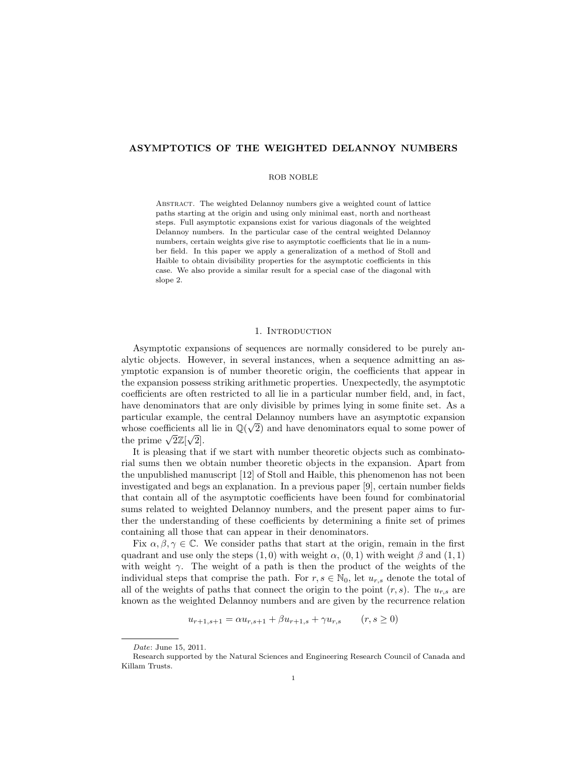# ASYMPTOTICS OF THE WEIGHTED DELANNOY NUMBERS

ROB NOBLE

Abstract. The weighted Delannoy numbers give a weighted count of lattice paths starting at the origin and using only minimal east, north and northeast steps. Full asymptotic expansions exist for various diagonals of the weighted Delannoy numbers. In the particular case of the central weighted Delannoy numbers, certain weights give rise to asymptotic coefficients that lie in a number field. In this paper we apply a generalization of a method of Stoll and Haible to obtain divisibility properties for the asymptotic coefficients in this case. We also provide a similar result for a special case of the diagonal with slope 2.

## 1. Introduction

Asymptotic expansions of sequences are normally considered to be purely analytic objects. However, in several instances, when a sequence admitting an asymptotic expansion is of number theoretic origin, the coefficients that appear in the expansion possess striking arithmetic properties. Unexpectedly, the asymptotic coefficients are often restricted to all lie in a particular number field, and, in fact, have denominators that are only divisible by primes lying in some finite set. As a particular example, the central Delannoy numbers have an asymptotic expansion whose coefficients all lie in $\mathbb{Q}(\sqrt{2})$ and have denominators equal to some power of the prime $\sqrt{2}\mathbb{Z}[\sqrt{2}]$.

It is pleasing that if we start with number theoretic objects such as combinatorial sums then we obtain number theoretic objects in the expansion. Apart from the unpublished manuscript [12] of Stoll and Haible, this phenomenon has not been investigated and begs an explanation. In a previous paper [9], certain number fields that contain all of the asymptotic coefficients have been found for combinatorial sums related to weighted Delannoy numbers, and the present paper aims to further the understanding of these coefficients by determining a finite set of primes containing all those that can appear in their denominators.

Fix $\alpha, \beta, \gamma \in \mathbb{C}$. We consider paths that start at the origin, remain in the first quadrant and use only the steps $(1, 0)$ with weight $\alpha$, $(0, 1)$ with weight $\beta$ and $(1, 1)$ with weight $\gamma$. The weight of a path is then the product of the weights of the individual steps that comprise the path. For $r, s \in \mathbb{N}_0$, let $u_{r,s}$ denote the total of all of the weights of paths that connect the origin to the point $(r, s)$. The $u_{r,s}$ are known as the weighted Delannoy numbers and are given by the recurrence relation

$$u_{r+1,s+1} = \alpha u_{r,s+1} + \beta u_{r+1,s} + \gamma u_{r,s} \qquad (r, s \geq 0)$$

---

*Date*: June 15, 2011.

Research supported by the Natural Sciences and Engineering Research Council of Canada and Killam Trusts.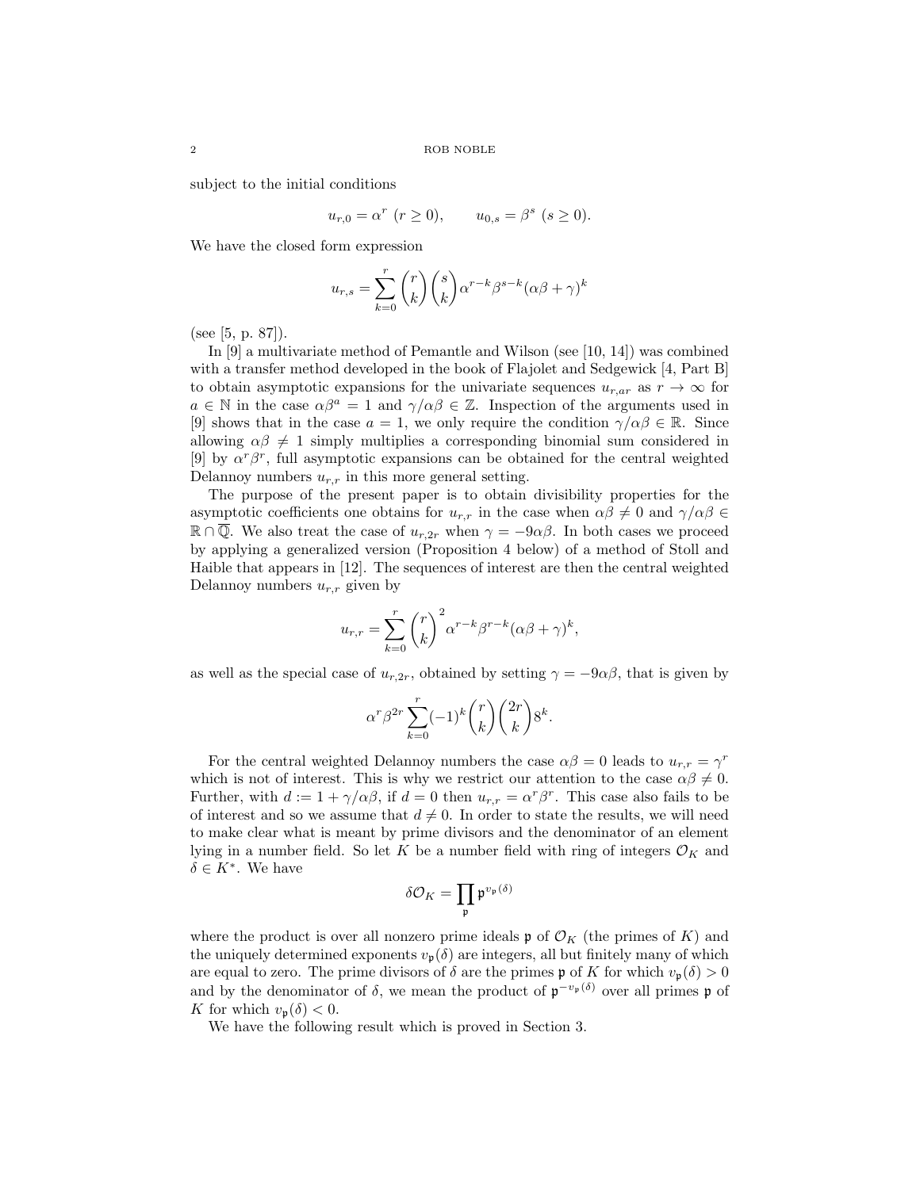subject to the initial conditions

$$u_{r,0} = \alpha^r \ (r \geq 0), \qquad u_{0,s} = \beta^s \ (s \geq 0).$$

We have the closed form expression

$$u_{r,s} = \sum_{k=0}^{r} \binom{r}{k}\binom{s}{k} \alpha^{r-k}\beta^{s-k}(\alpha\beta + \gamma)^k$$

(see [5, p. 87]).

In [9] a multivariate method of Pemantle and Wilson (see [10, 14]) was combined with a transfer method developed in the book of Flajolet and Sedgewick [4, Part B] to obtain asymptotic expansions for the univariate sequences $u_{r,ar}$ as $r \to \infty$ for $a \in \mathbb{N}$ in the case $\alpha\beta^a = 1$ and $\gamma/\alpha\beta \in \mathbb{Z}$. Inspection of the arguments used in [9] shows that in the case $a = 1$, we only require the condition $\gamma/\alpha\beta \in \mathbb{R}$. Since allowing $\alpha\beta \neq 1$ simply multiplies a corresponding binomial sum considered in [9] by $\alpha^r\beta^r$, full asymptotic expansions can be obtained for the central weighted Delannoy numbers $u_{r,r}$ in this more general setting.

The purpose of the present paper is to obtain divisibility properties for the asymptotic coefficients one obtains for $u_{r,r}$ in the case when $\alpha\beta \neq 0$ and $\gamma/\alpha\beta \in \mathbb{R} \cap \overline{\mathbb{Q}}$. We also treat the case of $u_{r,2r}$ when $\gamma = -9\alpha\beta$. In both cases we proceed by applying a generalized version (Proposition 4 below) of a method of Stoll and Haible that appears in [12]. The sequences of interest are then the central weighted Delannoy numbers $u_{r,r}$ given by

$$u_{r,r} = \sum_{k=0}^{r} \binom{r}{k}^2 \alpha^{r-k}\beta^{r-k}(\alpha\beta + \gamma)^k,$$

as well as the special case of $u_{r,2r}$, obtained by setting $\gamma = -9\alpha\beta$, that is given by

$$\alpha^r\beta^{2r} \sum_{k=0}^{r} (-1)^k \binom{r}{k}\binom{2r}{k} 8^k.$$

For the central weighted Delannoy numbers the case $\alpha\beta = 0$ leads to $u_{r,r} = \gamma^r$ which is not of interest. This is why we restrict our attention to the case $\alpha\beta \neq 0$. Further, with $d := 1 + \gamma/\alpha\beta$, if $d = 0$ then $u_{r,r} = \alpha^r\beta^r$. This case also fails to be of interest and so we assume that $d \neq 0$. In order to state the results, we will need to make clear what is meant by prime divisors and the denominator of an element lying in a number field. So let $K$ be a number field with ring of integers $\mathcal{O}_K$ and $\delta \in K^*$. We have

$$\delta\mathcal{O}_K = \prod_{\mathfrak{p}} \mathfrak{p}^{v_{\mathfrak{p}}(\delta)}$$

where the product is over all nonzero prime ideals $\mathfrak{p}$ of $\mathcal{O}_K$ (the primes of $K$) and the uniquely determined exponents $v_{\mathfrak{p}}(\delta)$ are integers, all but finitely many of which are equal to zero. The prime divisors of $\delta$ are the primes $\mathfrak{p}$ of $K$ for which $v_{\mathfrak{p}}(\delta) > 0$ and by the denominator of $\delta$, we mean the product of $\mathfrak{p}^{-v_{\mathfrak{p}}(\delta)}$ over all primes $\mathfrak{p}$ of $K$ for which $v_{\mathfrak{p}}(\delta) < 0$.

We have the following result which is proved in Section 3.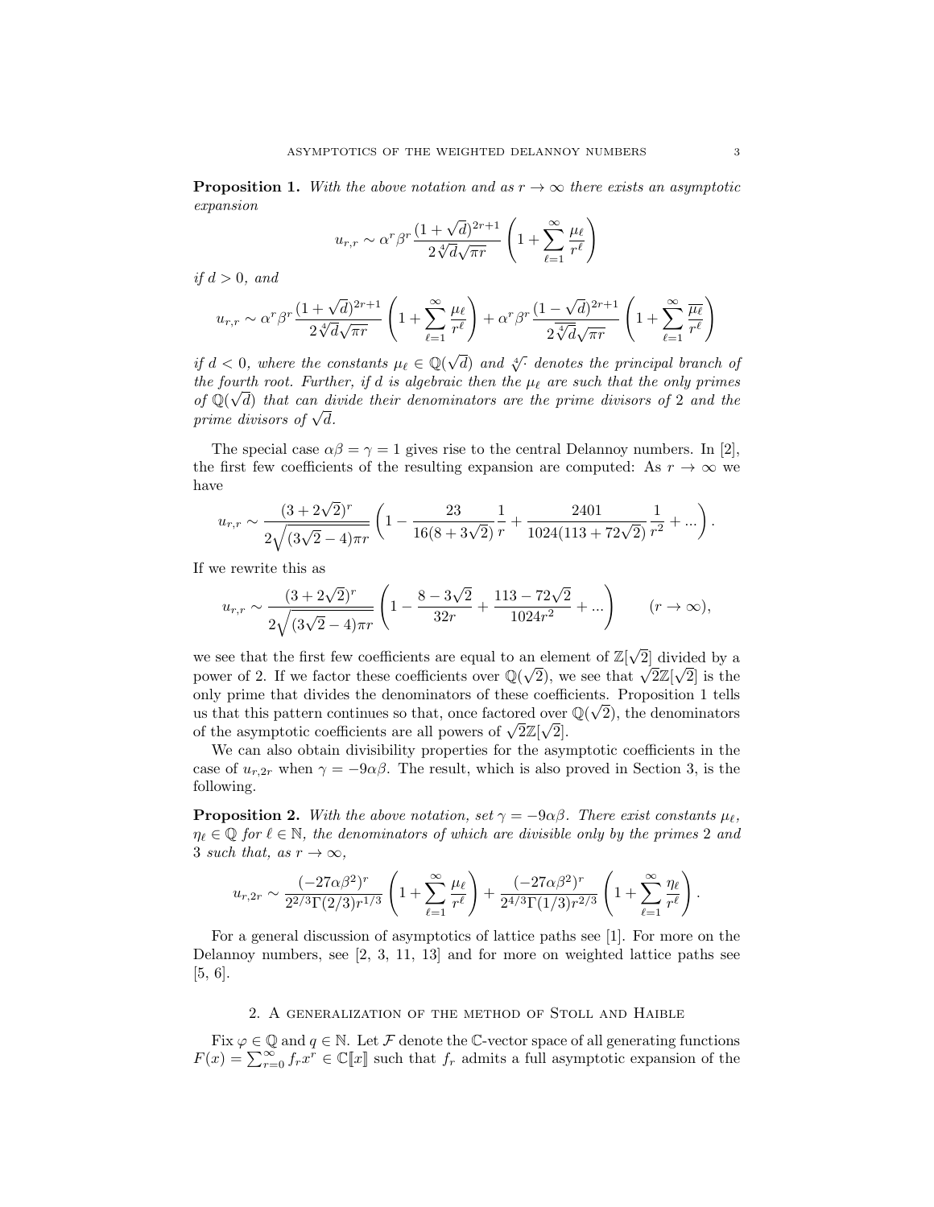**Proposition 1.** *With the above notation and as $r \to \infty$ there exists an asymptotic expansion*

$$u_{r,r} \sim \alpha^r \beta^r \frac{(1+\sqrt{d})^{2r+1}}{2\sqrt[4]{d}\sqrt{\pi r}} \left(1 + \sum_{\ell=1}^{\infty} \frac{\mu_\ell}{r^\ell}\right)$$

*if $d > 0$, and*

$$u_{r,r} \sim \alpha^r \beta^r \frac{(1+\sqrt{d})^{2r+1}}{2\sqrt[4]{d}\sqrt{\pi r}} \left(1 + \sum_{\ell=1}^{\infty} \frac{\mu_\ell}{r^\ell}\right) + \alpha^r \beta^r \frac{(1-\sqrt{d})^{2r+1}}{2\overline{\sqrt[4]{d}}\sqrt{\pi r}} \left(1 + \sum_{\ell=1}^{\infty} \frac{\overline{\mu_\ell}}{r^\ell}\right)$$

*if $d < 0$, where the constants $\mu_\ell \in \mathbb{Q}(\sqrt{d})$ and $\sqrt[4]{\cdot}$ denotes the principal branch of the fourth root. Further, if $d$ is algebraic then the $\mu_\ell$ are such that the only primes of $\mathbb{Q}(\sqrt{d})$ that can divide their denominators are the prime divisors of 2 and the prime divisors of $\sqrt{d}$.*

The special case $\alpha\beta = \gamma = 1$ gives rise to the central Delannoy numbers. In [2], the first few coefficients of the resulting expansion are computed: As $r \to \infty$ we have

$$u_{r,r} \sim \frac{(3+2\sqrt{2})^r}{2\sqrt{(3\sqrt{2}-4)\pi r}} \left(1 - \frac{23}{16(8+3\sqrt{2})}\frac{1}{r} + \frac{2401}{1024(113+72\sqrt{2})}\frac{1}{r^2} + \ldots\right).$$

If we rewrite this as

$$u_{r,r} \sim \frac{(3+2\sqrt{2})^r}{2\sqrt{(3\sqrt{2}-4)\pi r}} \left(1 - \frac{8-3\sqrt{2}}{32r} + \frac{113-72\sqrt{2}}{1024r^2} + \ldots\right) \qquad (r \to \infty),$$

we see that the first few coefficients are equal to an element of $\mathbb{Z}[\sqrt{2}]$ divided by a power of 2. If we factor these coefficients over $\mathbb{Q}(\sqrt{2})$, we see that $\sqrt{2}\mathbb{Z}[\sqrt{2}]$ is the only prime that divides the denominators of these coefficients. Proposition 1 tells us that this pattern continues so that, once factored over $\mathbb{Q}(\sqrt{2})$, the denominators of the asymptotic coefficients are all powers of $\sqrt{2}\mathbb{Z}[\sqrt{2}]$.

We can also obtain divisibility properties for the asymptotic coefficients in the case of $u_{r,2r}$ when $\gamma = -9\alpha\beta$. The result, which is also proved in Section 3, is the following.

**Proposition 2.** *With the above notation, set $\gamma = -9\alpha\beta$. There exist constants $\mu_\ell$, $\eta_\ell \in \mathbb{Q}$ for $\ell \in \mathbb{N}$, the denominators of which are divisible only by the primes 2 and 3 such that, as $r \to \infty$,*

$$u_{r,2r} \sim \frac{(-27\alpha\beta^2)^r}{2^{2/3}\Gamma(2/3)r^{1/3}} \left(1 + \sum_{\ell=1}^{\infty} \frac{\mu_\ell}{r^\ell}\right) + \frac{(-27\alpha\beta^2)^r}{2^{4/3}\Gamma(1/3)r^{2/3}} \left(1 + \sum_{\ell=1}^{\infty} \frac{\eta_\ell}{r^\ell}\right).$$

For a general discussion of asymptotics of lattice paths see [1]. For more on the Delannoy numbers, see [2, 3, 11, 13] and for more on weighted lattice paths see [5, 6].

## 2. A generalization of the method of Stoll and Haible

Fix $\varphi \in \mathbb{Q}$ and $q \in \mathbb{N}$. Let $\mathcal{F}$ denote the $\mathbb{C}$-vector space of all generating functions $F(x) = \sum_{r=0}^{\infty} f_r x^r \in \mathbb{C}[\![x]\!]$ such that $f_r$ admits a full asymptotic expansion of the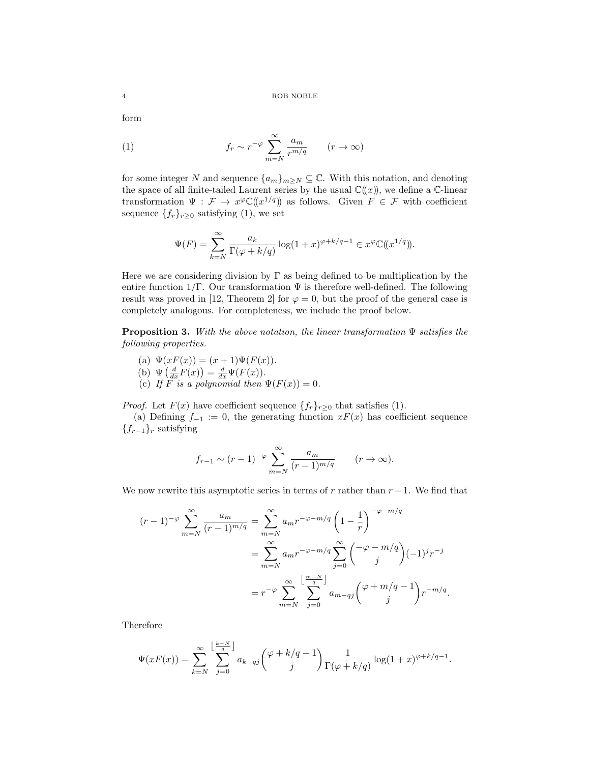form

$$f_r \sim r^{-\varphi} \sum_{m=N}^{\infty} \frac{a_m}{r^{m/q}} \qquad (r \to \infty) \tag{1}$$

for some integer $N$ and sequence $\{a_m\}_{m \geq N} \subseteq \mathbb{C}$. With this notation, and denoting the space of all finite-tailed Laurent series by the usual $\mathbb{C}(\!(x)\!)$, we define a $\mathbb{C}$-linear transformation $\Psi : \mathcal{F} \to x^{\varphi}\mathbb{C}(\!(x^{1/q})\!)$ as follows. Given $F \in \mathcal{F}$ with coefficient sequence $\{f_r\}_{r \geq 0}$ satisfying (1), we set

$$\Psi(F) = \sum_{k=N}^{\infty} \frac{a_k}{\Gamma(\varphi + k/q)} \log(1+x)^{\varphi + k/q - 1} \in x^{\varphi}\mathbb{C}(\!(x^{1/q})\!).$$

Here we are considering division by $\Gamma$ as being defined to be multiplication by the entire function $1/\Gamma$. Our transformation $\Psi$ is therefore well-defined. The following result was proved in [12, Theorem 2] for $\varphi = 0$, but the proof of the general case is completely analogous. For completeness, we include the proof below.

**Proposition 3.** *With the above notation, the linear transformation $\Psi$ satisfies the following properties.*

- (a) $\Psi(xF(x)) = (x+1)\Psi(F(x))$.
- (b) $\Psi\left(\frac{d}{dx}F(x)\right) = \frac{d}{dx}\Psi(F(x))$.
- (c) *If $F$ is a polynomial then $\Psi(F(x)) = 0$.*

*Proof.* Let $F(x)$ have coefficient sequence $\{f_r\}_{r \geq 0}$ that satisfies (1).

(a) Defining $f_{-1} := 0$, the generating function $xF(x)$ has coefficient sequence $\{f_{r-1}\}_r$ satisfying

$$f_{r-1} \sim (r-1)^{-\varphi} \sum_{m=N}^{\infty} \frac{a_m}{(r-1)^{m/q}} \qquad (r \to \infty).$$

We now rewrite this asymptotic series in terms of $r$ rather than $r - 1$. We find that

$$\begin{aligned}
(r-1)^{-\varphi} \sum_{m=N}^{\infty} \frac{a_m}{(r-1)^{m/q}} &= \sum_{m=N}^{\infty} a_m r^{-\varphi - m/q} \left(1 - \frac{1}{r}\right)^{-\varphi - m/q} \\
&= \sum_{m=N}^{\infty} a_m r^{-\varphi - m/q} \sum_{j=0}^{\infty} \binom{-\varphi - m/q}{j} (-1)^j r^{-j} \\
&= r^{-\varphi} \sum_{m=N}^{\infty} \sum_{j=0}^{\left\lfloor \frac{m-N}{q} \right\rfloor} a_{m-qj} \binom{\varphi + m/q - 1}{j} r^{-m/q}.
\end{aligned}$$

Therefore

$$\Psi(xF(x)) = \sum_{k=N}^{\infty} \sum_{j=0}^{\left\lfloor \frac{k-N}{q} \right\rfloor} a_{k-qj} \binom{\varphi + k/q - 1}{j} \frac{1}{\Gamma(\varphi + k/q)} \log(1+x)^{\varphi + k/q - 1}.$$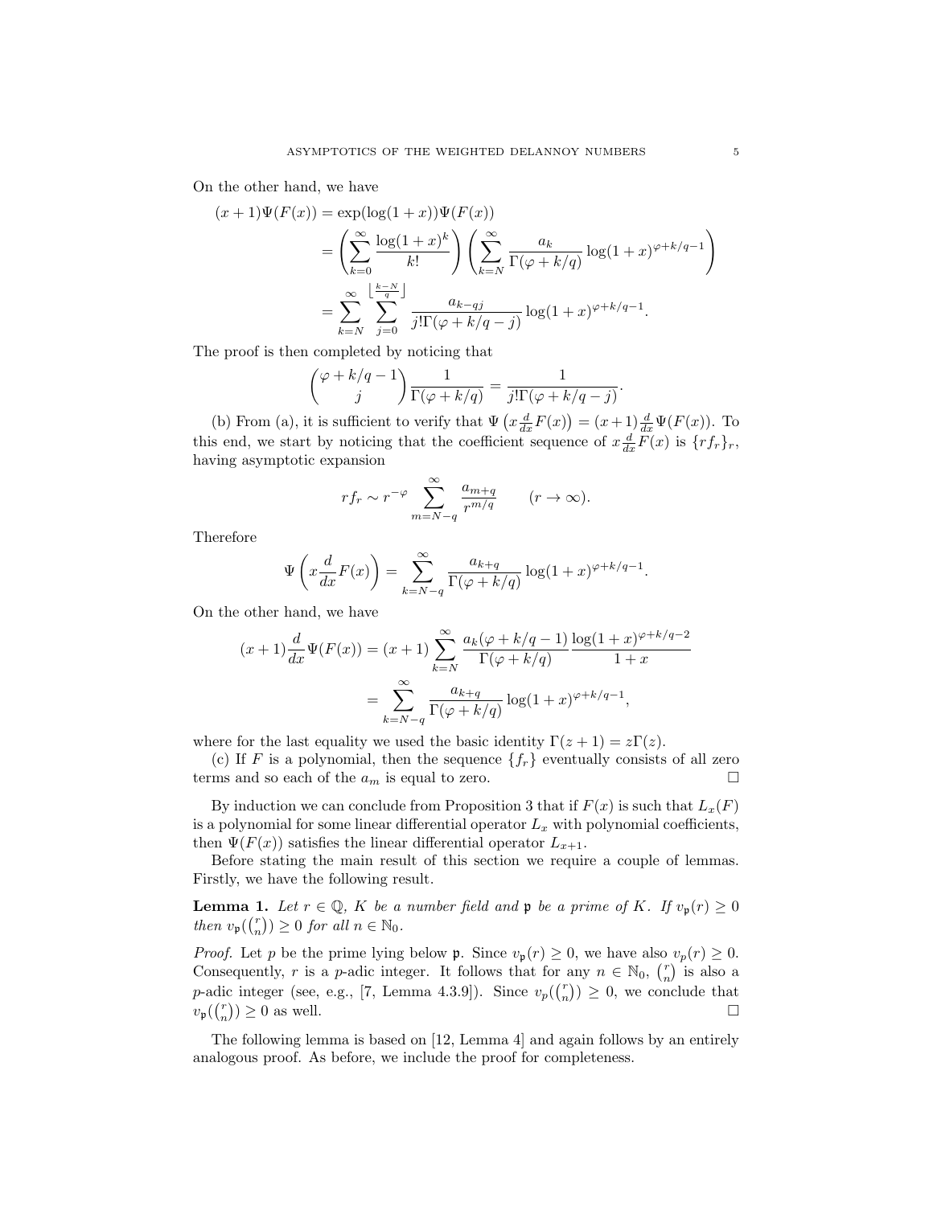On the other hand, we have

$$
\begin{aligned}
(x+1)\Psi(F(x)) &= \exp(\log(1+x))\Psi(F(x)) \\
&= \left(\sum_{k=0}^{\infty} \frac{\log(1+x)^k}{k!}\right)\left(\sum_{k=N}^{\infty} \frac{a_k}{\Gamma(\varphi+k/q)} \log(1+x)^{\varphi+k/q-1}\right) \\
&= \sum_{k=N}^{\infty} \sum_{j=0}^{\left\lfloor \frac{k-N}{q} \right\rfloor} \frac{a_{k-qj}}{j!\Gamma(\varphi+k/q-j)} \log(1+x)^{\varphi+k/q-1}.
\end{aligned}
$$

The proof is then completed by noticing that

$$
\binom{\varphi+k/q-1}{j} \frac{1}{\Gamma(\varphi+k/q)} = \frac{1}{j!\Gamma(\varphi+k/q-j)}.
$$

(b) From (a), it is sufficient to verify that $\Psi\left(x\frac{d}{dx}F(x)\right) = (x+1)\frac{d}{dx}\Psi(F(x))$. To this end, we start by noticing that the coefficient sequence of $x\frac{d}{dx}F(x)$ is $\{rf_r\}_r$, having asymptotic expansion

$$
rf_r \sim r^{-\varphi} \sum_{m=N-q}^{\infty} \frac{a_{m+q}}{r^{m/q}} \qquad (r \to \infty).
$$

Therefore

$$
\Psi\left(x\frac{d}{dx}F(x)\right) = \sum_{k=N-q}^{\infty} \frac{a_{k+q}}{\Gamma(\varphi+k/q)} \log(1+x)^{\varphi+k/q-1}.
$$

On the other hand, we have

$$
\begin{aligned}
(x+1)\frac{d}{dx}\Psi(F(x)) &= (x+1)\sum_{k=N}^{\infty} \frac{a_k(\varphi+k/q-1)}{\Gamma(\varphi+k/q)} \frac{\log(1+x)^{\varphi+k/q-2}}{1+x} \\
&= \sum_{k=N-q}^{\infty} \frac{a_{k+q}}{\Gamma(\varphi+k/q)} \log(1+x)^{\varphi+k/q-1},
\end{aligned}
$$

where for the last equality we used the basic identity $\Gamma(z+1) = z\Gamma(z)$.

(c) If $F$ is a polynomial, then the sequence $\{f_r\}$ eventually consists of all zero terms and so each of the $a_m$ is equal to zero. $\square$

By induction we can conclude from Proposition 3 that if $F(x)$ is such that $L_x(F)$ is a polynomial for some linear differential operator $L_x$ with polynomial coefficients, then $\Psi(F(x))$ satisfies the linear differential operator $L_{x+1}$.

Before stating the main result of this section we require a couple of lemmas. Firstly, we have the following result.

**Lemma 1.** *Let $r \in \mathbb{Q}$, $K$ be a number field and $\mathfrak{p}$ be a prime of $K$. If $v_{\mathfrak{p}}(r) \geq 0$ then $v_{\mathfrak{p}}(\binom{r}{n}) \geq 0$ for all $n \in \mathbb{N}_0$.*

*Proof.* Let $p$ be the prime lying below $\mathfrak{p}$. Since $v_{\mathfrak{p}}(r) \geq 0$, we have also $v_p(r) \geq 0$. Consequently, $r$ is a $p$-adic integer. It follows that for any $n \in \mathbb{N}_0$, $\binom{r}{n}$ is also a $p$-adic integer (see, e.g., [7, Lemma 4.3.9]). Since $v_p(\binom{r}{n}) \geq 0$, we conclude that $v_{\mathfrak{p}}(\binom{r}{n}) \geq 0$ as well. $\square$

The following lemma is based on [12, Lemma 4] and again follows by an entirely analogous proof. As before, we include the proof for completeness.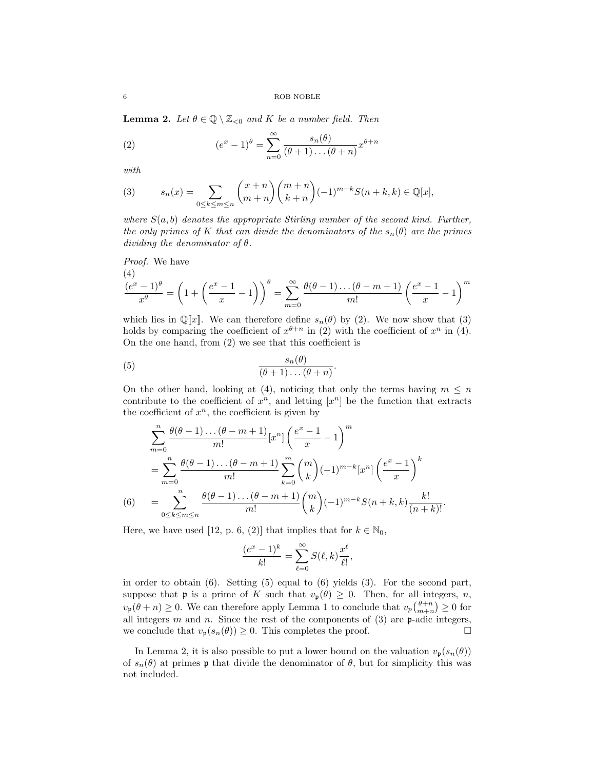**Lemma 2.** *Let $\theta \in \mathbb{Q} \setminus \mathbb{Z}_{<0}$ and $K$ be a number field. Then*

$$(e^x - 1)^\theta = \sum_{n=0}^{\infty} \frac{s_n(\theta)}{(\theta+1)\dots(\theta+n)} x^{\theta+n} \tag{2}$$

*with*

$$s_n(x) = \sum_{0 \le k \le m \le n} \binom{x+n}{m+n}\binom{m+n}{k+n}(-1)^{m-k} S(n+k,k) \in \mathbb{Q}[x], \tag{3}$$

*where $S(a,b)$ denotes the appropriate Stirling number of the second kind. Further, the only primes of $K$ that can divide the denominators of the $s_n(\theta)$ are the primes dividing the denominator of $\theta$.*

*Proof.* We have

$$\frac{(e^x-1)^\theta}{x^\theta} = \left(1 + \left(\frac{e^x-1}{x} - 1\right)\right)^\theta = \sum_{m=0}^{\infty} \frac{\theta(\theta-1)\dots(\theta-m+1)}{m!}\left(\frac{e^x-1}{x} - 1\right)^m \tag{4}$$

which lies in $\mathbb{Q}[\![x]\!]$. We can therefore define $s_n(\theta)$ by (2). We now show that (3) holds by comparing the coefficient of $x^{\theta+n}$ in (2) with the coefficient of $x^n$ in (4). On the one hand, from (2) we see that this coefficient is

$$\frac{s_n(\theta)}{(\theta+1)\dots(\theta+n)}. \tag{5}$$

On the other hand, looking at (4), noticing that only the terms having $m \le n$ contribute to the coefficient of $x^n$, and letting $[x^n]$ be the function that extracts the coefficient of $x^n$, the coefficient is given by

$$\begin{aligned}
&\sum_{m=0}^{n} \frac{\theta(\theta-1)\dots(\theta-m+1)}{m!}[x^n]\left(\frac{e^x-1}{x} - 1\right)^m \\
&= \sum_{m=0}^{n} \frac{\theta(\theta-1)\dots(\theta-m+1)}{m!} \sum_{k=0}^{m} \binom{m}{k}(-1)^{m-k}[x^n]\left(\frac{e^x-1}{x}\right)^k \\
&= \sum_{0 \le k \le m \le n} \frac{\theta(\theta-1)\dots(\theta-m+1)}{m!}\binom{m}{k}(-1)^{m-k} S(n+k,k)\frac{k!}{(n+k)!}.
\end{aligned} \tag{6}$$

Here, we have used [12, p. 6, (2)] that implies that for $k \in \mathbb{N}_0$,

$$\frac{(e^x-1)^k}{k!} = \sum_{\ell=0}^{\infty} S(\ell,k)\frac{x^\ell}{\ell!},$$

in order to obtain (6). Setting (5) equal to (6) yields (3). For the second part, suppose that $\mathfrak{p}$ is a prime of $K$ such that $v_\mathfrak{p}(\theta) \ge 0$. Then, for all integers, $n$, $v_\mathfrak{p}(\theta+n) \ge 0$. We can therefore apply Lemma 1 to conclude that $v_p\binom{\theta+n}{m+n} \ge 0$ for all integers $m$ and $n$. Since the rest of the components of (3) are $\mathfrak{p}$-adic integers, we conclude that $v_\mathfrak{p}(s_n(\theta)) \ge 0$. This completes the proof. $\square$

In Lemma 2, it is also possible to put a lower bound on the valuation $v_\mathfrak{p}(s_n(\theta))$ of $s_n(\theta)$ at primes $\mathfrak{p}$ that divide the denominator of $\theta$, but for simplicity this was not included.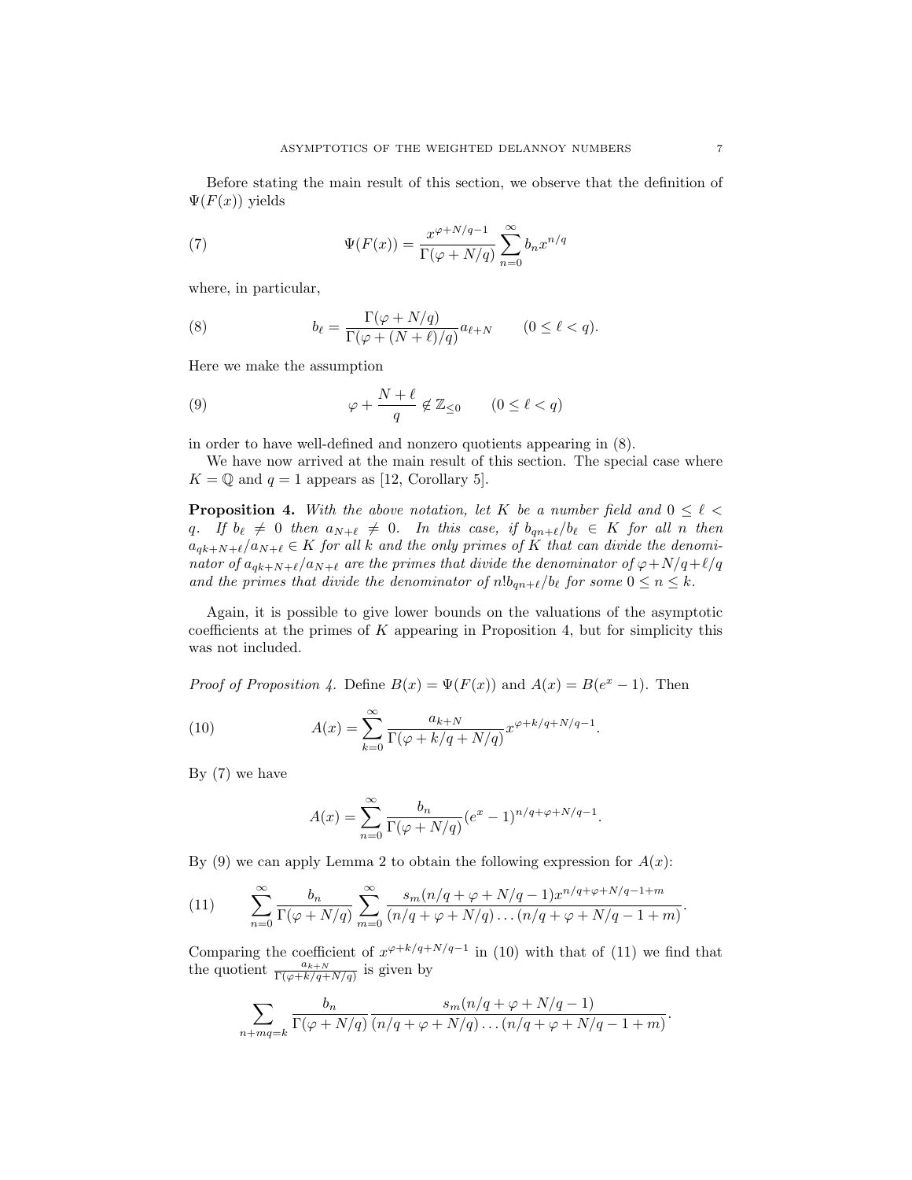Before stating the main result of this section, we observe that the definition of $\Psi(F(x))$ yields

$$\Psi(F(x)) = \frac{x^{\varphi+N/q-1}}{\Gamma(\varphi+N/q)} \sum_{n=0}^{\infty} b_n x^{n/q} \tag{7}$$

where, in particular,

$$b_\ell = \frac{\Gamma(\varphi+N/q)}{\Gamma(\varphi+(N+\ell)/q)} a_{\ell+N} \qquad (0 \le \ell < q). \tag{8}$$

Here we make the assumption

$$\varphi + \frac{N+\ell}{q} \notin \mathbb{Z}_{\le 0} \qquad (0 \le \ell < q) \tag{9}$$

in order to have well-defined and nonzero quotients appearing in (8).

We have now arrived at the main result of this section. The special case where $K = \mathbb{Q}$ and $q = 1$ appears as [12, Corollary 5].

**Proposition 4.** *With the above notation, let $K$ be a number field and $0 \le \ell < q$. If $b_\ell \ne 0$ then $a_{N+\ell} \ne 0$. In this case, if $b_{qn+\ell}/b_\ell \in K$ for all $n$ then $a_{qk+N+\ell}/a_{N+\ell} \in K$ for all $k$ and the only primes of $K$ that can divide the denominator of $a_{qk+N+\ell}/a_{N+\ell}$ are the primes that divide the denominator of $\varphi+N/q+\ell/q$ and the primes that divide the denominator of $n! b_{qn+\ell}/b_\ell$ for some $0 \le n \le k$.*

Again, it is possible to give lower bounds on the valuations of the asymptotic coefficients at the primes of $K$ appearing in Proposition 4, but for simplicity this was not included.

*Proof of Proposition 4.* Define $B(x) = \Psi(F(x))$ and $A(x) = B(e^x - 1)$. Then

$$A(x) = \sum_{k=0}^{\infty} \frac{a_{k+N}}{\Gamma(\varphi+k/q+N/q)} x^{\varphi+k/q+N/q-1}. \tag{10}$$

By (7) we have

$$A(x) = \sum_{n=0}^{\infty} \frac{b_n}{\Gamma(\varphi+N/q)} (e^x - 1)^{n/q+\varphi+N/q-1}.$$

By (9) we can apply Lemma 2 to obtain the following expression for $A(x)$:

$$\sum_{n=0}^{\infty} \frac{b_n}{\Gamma(\varphi+N/q)} \sum_{m=0}^{\infty} \frac{s_m(n/q+\varphi+N/q-1) x^{n/q+\varphi+N/q-1+m}}{(n/q+\varphi+N/q)\ldots(n/q+\varphi+N/q-1+m)}. \tag{11}$$

Comparing the coefficient of $x^{\varphi+k/q+N/q-1}$ in (10) with that of (11) we find that the quotient $\frac{a_{k+N}}{\Gamma(\varphi+k/q+N/q)}$ is given by

$$\sum_{n+mq=k} \frac{b_n}{\Gamma(\varphi+N/q)} \frac{s_m(n/q+\varphi+N/q-1)}{(n/q+\varphi+N/q)\ldots(n/q+\varphi+N/q-1+m)}.$$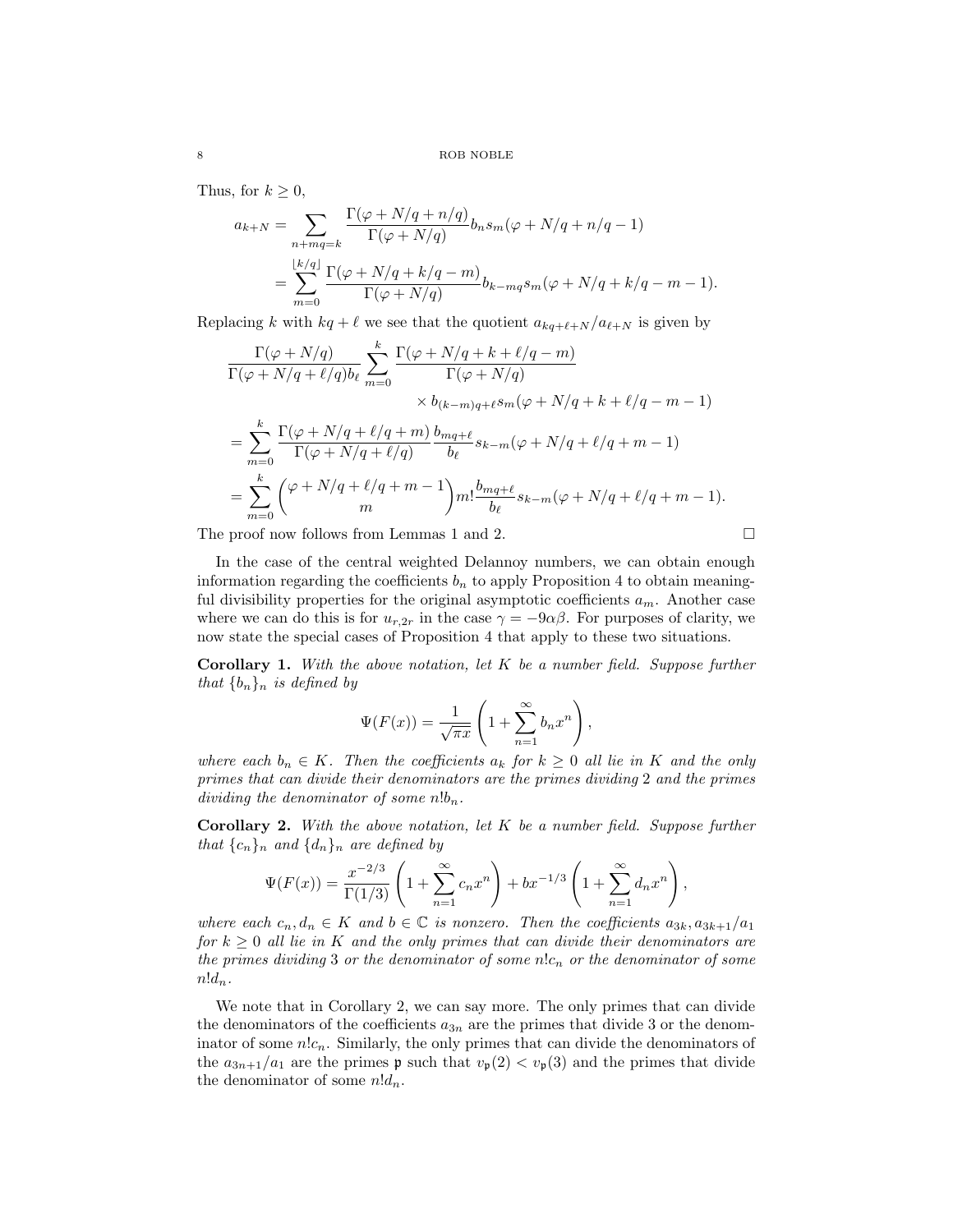Thus, for $k \geq 0$,

$$
\begin{aligned}
a_{k+N} &= \sum_{n+mq=k} \frac{\Gamma(\varphi + N/q + n/q)}{\Gamma(\varphi + N/q)} b_n s_m(\varphi + N/q + n/q - 1) \\
&= \sum_{m=0}^{\lfloor k/q \rfloor} \frac{\Gamma(\varphi + N/q + k/q - m)}{\Gamma(\varphi + N/q)} b_{k-mq} s_m(\varphi + N/q + k/q - m - 1).
\end{aligned}
$$

Replacing $k$ with $kq + \ell$ we see that the quotient $a_{kq+\ell+N}/a_{\ell+N}$ is given by

$$
\begin{aligned}
&\frac{\Gamma(\varphi + N/q)}{\Gamma(\varphi + N/q + \ell/q) b_\ell} \sum_{m=0}^{k} \frac{\Gamma(\varphi + N/q + k + \ell/q - m)}{\Gamma(\varphi + N/q)} \\
&\qquad\qquad \times b_{(k-m)q+\ell} s_m(\varphi + N/q + k + \ell/q - m - 1) \\
&= \sum_{m=0}^{k} \frac{\Gamma(\varphi + N/q + \ell/q + m)}{\Gamma(\varphi + N/q + \ell/q)} \frac{b_{mq+\ell}}{b_\ell} s_{k-m}(\varphi + N/q + \ell/q + m - 1) \\
&= \sum_{m=0}^{k} \binom{\varphi + N/q + \ell/q + m - 1}{m} m! \frac{b_{mq+\ell}}{b_\ell} s_{k-m}(\varphi + N/q + \ell/q + m - 1).
\end{aligned}
$$

The proof now follows from Lemmas 1 and 2. $\square$

In the case of the central weighted Delannoy numbers, we can obtain enough information regarding the coefficients $b_n$ to apply Proposition 4 to obtain meaningful divisibility properties for the original asymptotic coefficients $a_m$. Another case where we can do this is for $u_{r,2r}$ in the case $\gamma = -9\alpha\beta$. For purposes of clarity, we now state the special cases of Proposition 4 that apply to these two situations.

**Corollary 1.** *With the above notation, let $K$ be a number field. Suppose further that $\{b_n\}_n$ is defined by*

$$
\Psi(F(x)) = \frac{1}{\sqrt{\pi x}} \left( 1 + \sum_{n=1}^{\infty} b_n x^n \right),
$$

*where each $b_n \in K$. Then the coefficients $a_k$ for $k \geq 0$ all lie in $K$ and the only primes that can divide their denominators are the primes dividing 2 and the primes dividing the denominator of some $n!b_n$.*

**Corollary 2.** *With the above notation, let $K$ be a number field. Suppose further that $\{c_n\}_n$ and $\{d_n\}_n$ are defined by*

$$
\Psi(F(x)) = \frac{x^{-2/3}}{\Gamma(1/3)} \left( 1 + \sum_{n=1}^{\infty} c_n x^n \right) + b x^{-1/3} \left( 1 + \sum_{n=1}^{\infty} d_n x^n \right),
$$

*where each $c_n, d_n \in K$ and $b \in \mathbb{C}$ is nonzero. Then the coefficients $a_{3k}, a_{3k+1}/a_1$ for $k \geq 0$ all lie in $K$ and the only primes that can divide their denominators are the primes dividing 3 or the denominator of some $n!c_n$ or the denominator of some $n!d_n$.*

We note that in Corollary 2, we can say more. The only primes that can divide the denominators of the coefficients $a_{3n}$ are the primes that divide 3 or the denominator of some $n!c_n$. Similarly, the only primes that can divide the denominators of the $a_{3n+1}/a_1$ are the primes $\mathfrak{p}$ such that $v_\mathfrak{p}(2) < v_\mathfrak{p}(3)$ and the primes that divide the denominator of some $n!d_n$.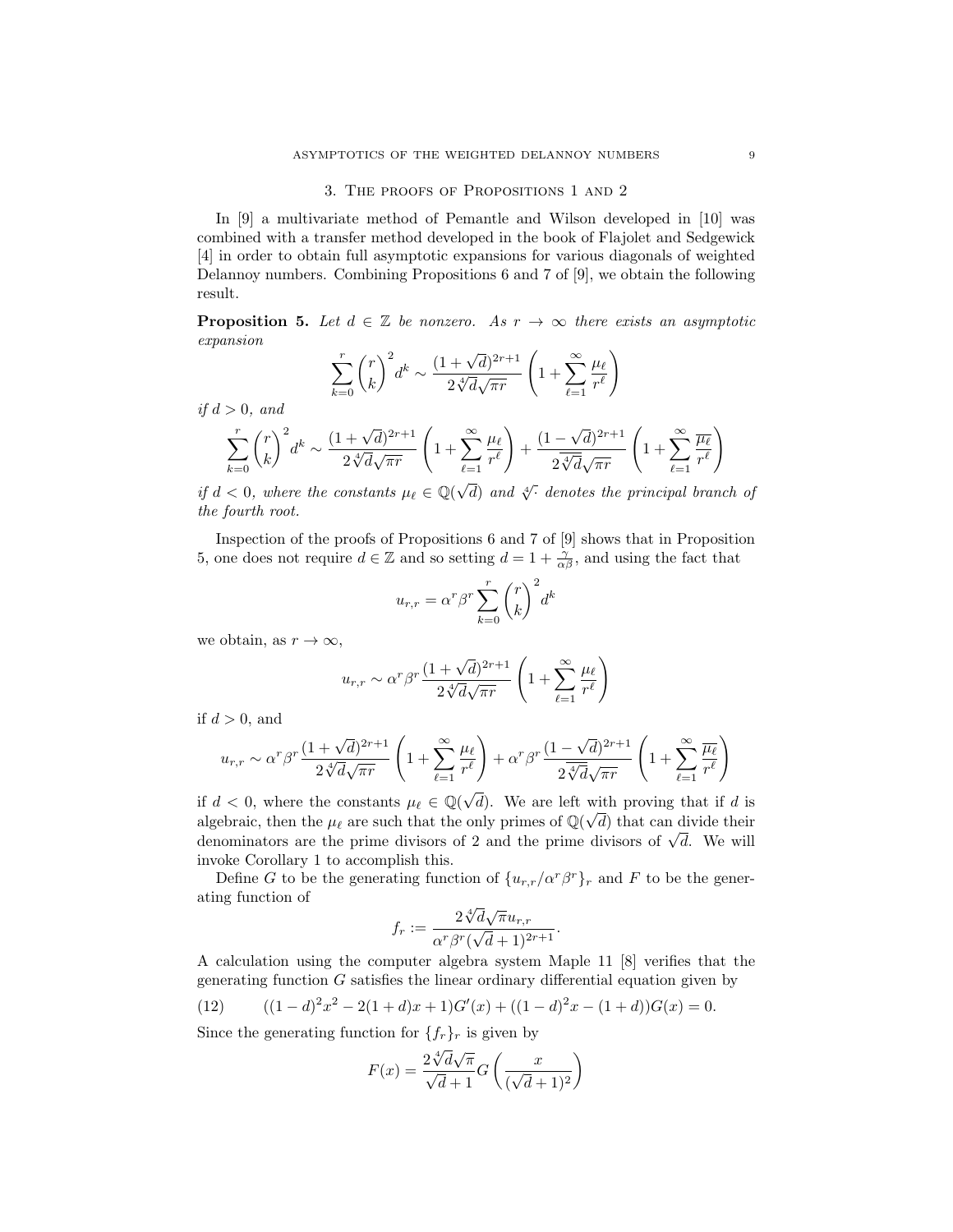## 3. The proofs of Propositions 1 and 2

In [9] a multivariate method of Pemantle and Wilson developed in [10] was combined with a transfer method developed in the book of Flajolet and Sedgewick [4] in order to obtain full asymptotic expansions for various diagonals of weighted Delannoy numbers. Combining Propositions 6 and 7 of [9], we obtain the following result.

**Proposition 5.** *Let $d \in \mathbb{Z}$ be nonzero. As $r \to \infty$ there exists an asymptotic expansion*

$$\sum_{k=0}^{r} \binom{r}{k}^2 d^k \sim \frac{(1+\sqrt{d})^{2r+1}}{2\sqrt[4]{d}\sqrt{\pi r}} \left(1 + \sum_{\ell=1}^{\infty} \frac{\mu_\ell}{r^\ell}\right)$$

*if $d > 0$, and*

$$\sum_{k=0}^{r} \binom{r}{k}^2 d^k \sim \frac{(1+\sqrt{d})^{2r+1}}{2\sqrt[4]{d}\sqrt{\pi r}} \left(1 + \sum_{\ell=1}^{\infty} \frac{\mu_\ell}{r^\ell}\right) + \frac{(1-\sqrt{d})^{2r+1}}{2\overline{\sqrt[4]{d}}\sqrt{\pi r}} \left(1 + \sum_{\ell=1}^{\infty} \frac{\overline{\mu_\ell}}{r^\ell}\right)$$

*if $d < 0$, where the constants $\mu_\ell \in \mathbb{Q}(\sqrt{d})$ and $\sqrt[4]{\cdot}$ denotes the principal branch of the fourth root.*

Inspection of the proofs of Propositions 6 and 7 of [9] shows that in Proposition 5, one does not require $d \in \mathbb{Z}$ and so setting $d = 1 + \frac{\gamma}{\alpha\beta}$, and using the fact that

$$u_{r,r} = \alpha^r \beta^r \sum_{k=0}^{r} \binom{r}{k}^2 d^k$$

we obtain, as $r \to \infty$,

$$u_{r,r} \sim \alpha^r \beta^r \frac{(1+\sqrt{d})^{2r+1}}{2\sqrt[4]{d}\sqrt{\pi r}} \left(1 + \sum_{\ell=1}^{\infty} \frac{\mu_\ell}{r^\ell}\right)$$

if $d > 0$, and

$$u_{r,r} \sim \alpha^r \beta^r \frac{(1+\sqrt{d})^{2r+1}}{2\sqrt[4]{d}\sqrt{\pi r}} \left(1 + \sum_{\ell=1}^{\infty} \frac{\mu_\ell}{r^\ell}\right) + \alpha^r \beta^r \frac{(1-\sqrt{d})^{2r+1}}{2\overline{\sqrt[4]{d}}\sqrt{\pi r}} \left(1 + \sum_{\ell=1}^{\infty} \frac{\overline{\mu_\ell}}{r^\ell}\right)$$

if $d < 0$, where the constants $\mu_\ell \in \mathbb{Q}(\sqrt{d})$. We are left with proving that if $d$ is algebraic, then the $\mu_\ell$ are such that the only primes of $\mathbb{Q}(\sqrt{d})$ that can divide their denominators are the prime divisors of 2 and the prime divisors of $\sqrt{d}$. We will invoke Corollary 1 to accomplish this.

Define $G$ to be the generating function of $\{u_{r,r}/\alpha^r\beta^r\}_r$ and $F$ to be the generating function of

$$f_r := \frac{2\sqrt[4]{d}\sqrt{\pi}u_{r,r}}{\alpha^r\beta^r(\sqrt{d}+1)^{2r+1}}.$$

A calculation using the computer algebra system Maple 11 [8] verifies that the generating function $G$ satisfies the linear ordinary differential equation given by

$$((1-d)^2x^2 - 2(1+d)x + 1)G'(x) + ((1-d)^2x - (1+d))G(x) = 0. \tag{12}$$

Since the generating function for $\{f_r\}_r$ is given by

$$F(x) = \frac{2\sqrt[4]{d}\sqrt{\pi}}{\sqrt{d}+1} G\left(\frac{x}{(\sqrt{d}+1)^2}\right)$$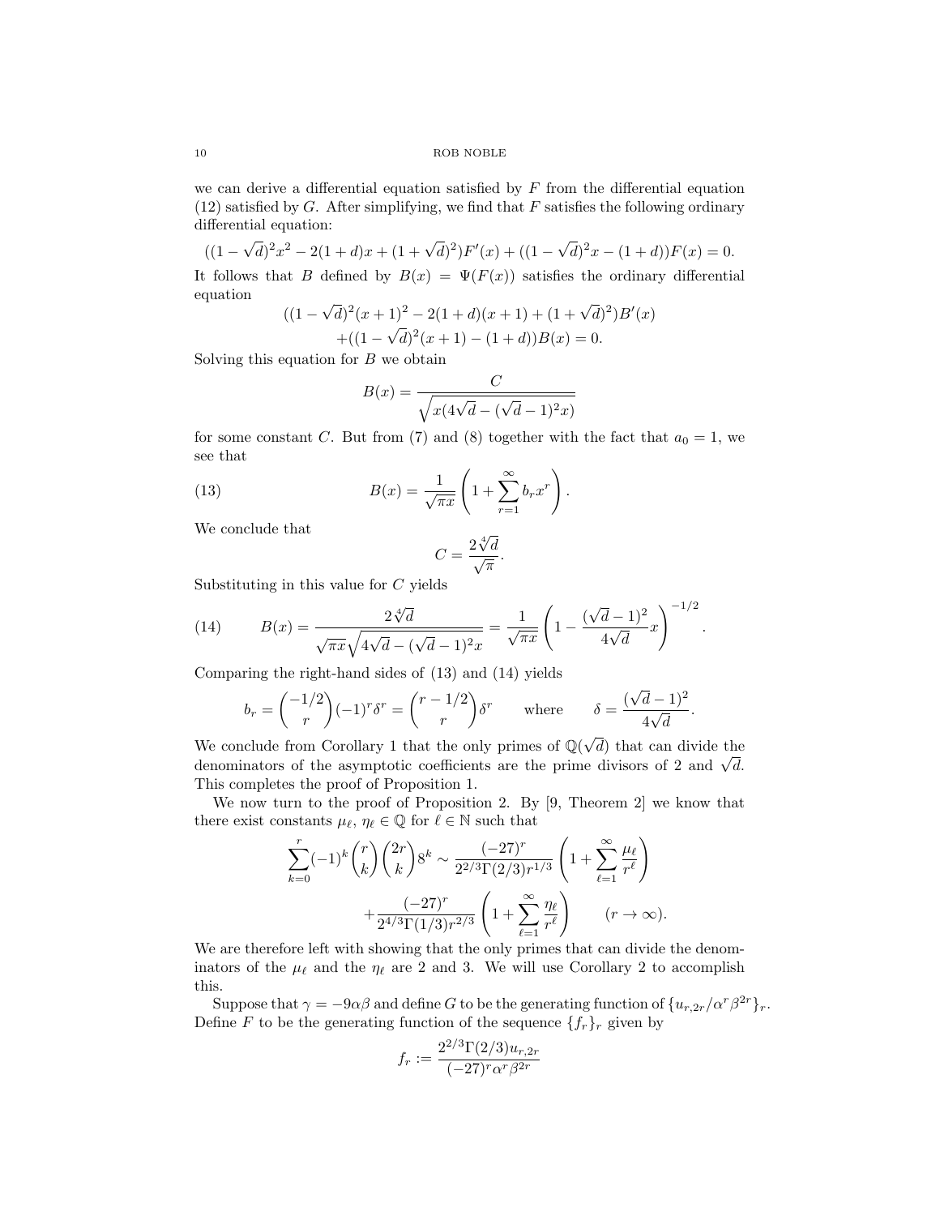we can derive a differential equation satisfied by $F$ from the differential equation (12) satisfied by $G$. After simplifying, we find that $F$ satisfies the following ordinary differential equation:

$$((1-\sqrt{d})^2x^2 - 2(1+d)x + (1+\sqrt{d})^2)F'(x) + ((1-\sqrt{d})^2x - (1+d))F(x) = 0.$$

It follows that $B$ defined by $B(x) = \Psi(F(x))$ satisfies the ordinary differential equation

$$((1-\sqrt{d})^2(x+1)^2 - 2(1+d)(x+1) + (1+\sqrt{d})^2)B'(x)$$
$$+((1-\sqrt{d})^2(x+1) - (1+d))B(x) = 0.$$

Solving this equation for $B$ we obtain

$$B(x) = \frac{C}{\sqrt{x(4\sqrt{d} - (\sqrt{d}-1)^2x)}}$$

for some constant $C$. But from (7) and (8) together with the fact that $a_0 = 1$, we see that

$$B(x) = \frac{1}{\sqrt{\pi x}}\left(1 + \sum_{r=1}^{\infty} b_r x^r\right). \tag{13}$$

We conclude that

$$C = \frac{2\sqrt[4]{d}}{\sqrt{\pi}}.$$

Substituting in this value for $C$ yields

$$B(x) = \frac{2\sqrt[4]{d}}{\sqrt{\pi x}\sqrt{4\sqrt{d} - (\sqrt{d}-1)^2 x}} = \frac{1}{\sqrt{\pi x}}\left(1 - \frac{(\sqrt{d}-1)^2}{4\sqrt{d}}x\right)^{-1/2}. \tag{14}$$

Comparing the right-hand sides of (13) and (14) yields

$$b_r = \binom{-1/2}{r}(-1)^r\delta^r = \binom{r-1/2}{r}\delta^r \qquad \text{where} \qquad \delta = \frac{(\sqrt{d}-1)^2}{4\sqrt{d}}.$$

We conclude from Corollary 1 that the only primes of $\mathbb{Q}(\sqrt{d})$ that can divide the denominators of the asymptotic coefficients are the prime divisors of 2 and $\sqrt{d}$. This completes the proof of Proposition 1.

We now turn to the proof of Proposition 2. By [9, Theorem 2] we know that there exist constants $\mu_\ell$, $\eta_\ell \in \mathbb{Q}$ for $\ell \in \mathbb{N}$ such that

$$\sum_{k=0}^{r}(-1)^k\binom{r}{k}\binom{2r}{k}8^k \sim \frac{(-27)^r}{2^{2/3}\Gamma(2/3)r^{1/3}}\left(1 + \sum_{\ell=1}^{\infty}\frac{\mu_\ell}{r^\ell}\right)$$
$$+\frac{(-27)^r}{2^{4/3}\Gamma(1/3)r^{2/3}}\left(1 + \sum_{\ell=1}^{\infty}\frac{\eta_\ell}{r^\ell}\right) \qquad (r \to \infty).$$

We are therefore left with showing that the only primes that can divide the denominators of the $\mu_\ell$ and the $\eta_\ell$ are 2 and 3. We will use Corollary 2 to accomplish this.

Suppose that $\gamma = -9\alpha\beta$ and define $G$ to be the generating function of $\{u_{r,2r}/\alpha^r\beta^{2r}\}_r$. Define $F$ to be the generating function of the sequence $\{f_r\}_r$ given by

$$f_r := \frac{2^{2/3}\Gamma(2/3)u_{r,2r}}{(-27)^r\alpha^r\beta^{2r}}$$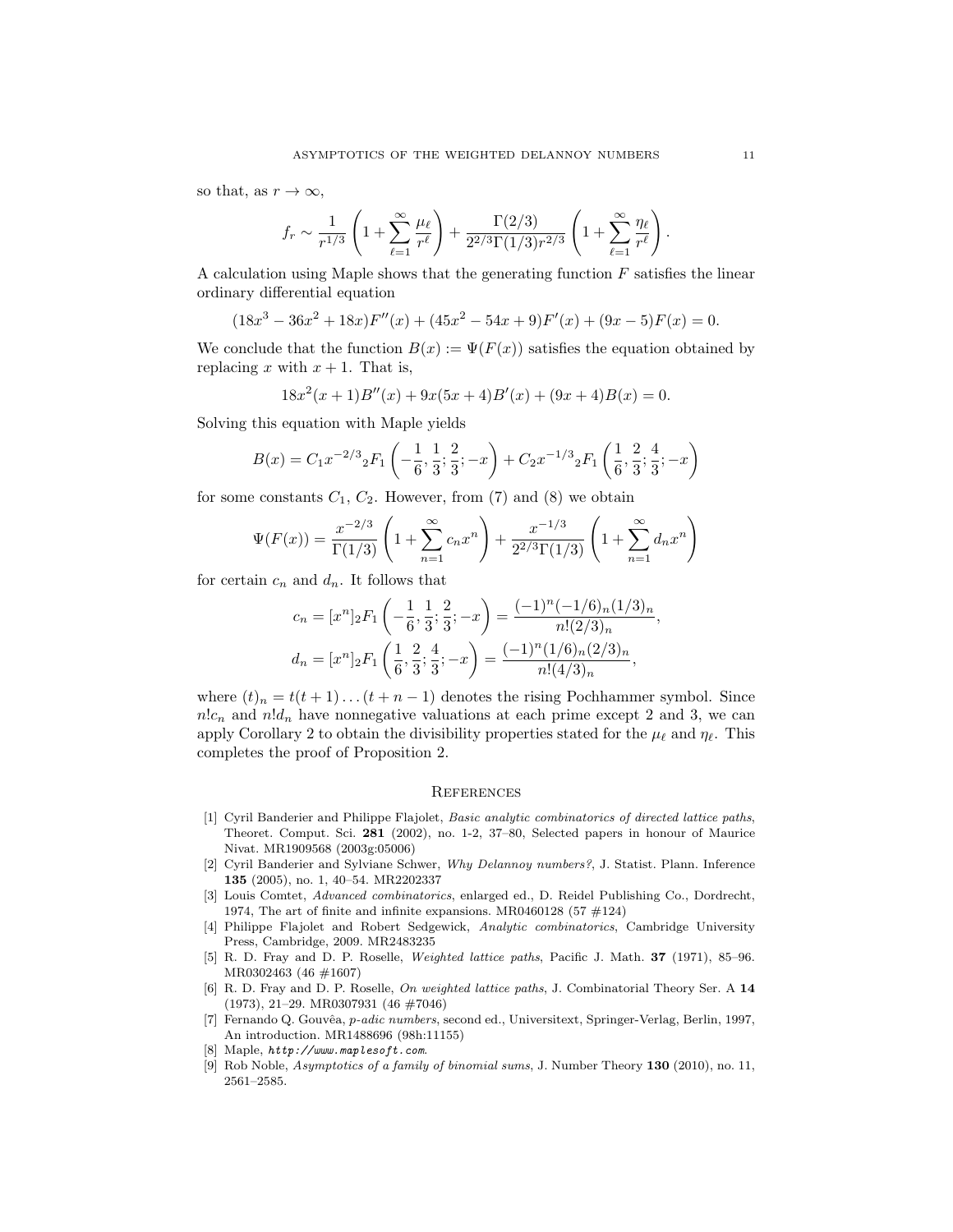so that, as $r \to \infty$,

$$f_r \sim \frac{1}{r^{1/3}} \left( 1 + \sum_{\ell=1}^{\infty} \frac{\mu_\ell}{r^\ell} \right) + \frac{\Gamma(2/3)}{2^{2/3}\Gamma(1/3) r^{2/3}} \left( 1 + \sum_{\ell=1}^{\infty} \frac{\eta_\ell}{r^\ell} \right).$$

A calculation using Maple shows that the generating function $F$ satisfies the linear ordinary differential equation

$$(18x^3 - 36x^2 + 18x)F''(x) + (45x^2 - 54x + 9)F'(x) + (9x - 5)F(x) = 0.$$

We conclude that the function $B(x) := \Psi(F(x))$ satisfies the equation obtained by replacing $x$ with $x + 1$. That is,

$$18x^2(x + 1)B''(x) + 9x(5x + 4)B'(x) + (9x + 4)B(x) = 0.$$

Solving this equation with Maple yields

$$B(x) = C_1 x^{-2/3} {}_2F_1\left(-\frac{1}{6}, \frac{1}{3}; \frac{2}{3}; -x\right) + C_2 x^{-1/3} {}_2F_1\left(\frac{1}{6}, \frac{2}{3}; \frac{4}{3}; -x\right)$$

for some constants $C_1$, $C_2$. However, from (7) and (8) we obtain

$$\Psi(F(x)) = \frac{x^{-2/3}}{\Gamma(1/3)} \left( 1 + \sum_{n=1}^{\infty} c_n x^n \right) + \frac{x^{-1/3}}{2^{2/3}\Gamma(1/3)} \left( 1 + \sum_{n=1}^{\infty} d_n x^n \right)$$

for certain $c_n$ and $d_n$. It follows that

$$c_n = [x^n] {}_2F_1\left(-\frac{1}{6}, \frac{1}{3}; \frac{2}{3}; -x\right) = \frac{(-1)^n(-1/6)_n(1/3)_n}{n!(2/3)_n},$$

$$d_n = [x^n] {}_2F_1\left(\frac{1}{6}, \frac{2}{3}; \frac{4}{3}; -x\right) = \frac{(-1)^n(1/6)_n(2/3)_n}{n!(4/3)_n},$$

where $(t)_n = t(t + 1) \ldots (t + n - 1)$ denotes the rising Pochhammer symbol. Since $n!c_n$ and $n!d_n$ have nonnegative valuations at each prime except 2 and 3, we can apply Corollary 2 to obtain the divisibility properties stated for the $\mu_\ell$ and $\eta_\ell$. This completes the proof of Proposition 2.

## References

[1] Cyril Banderier and Philippe Flajolet, *Basic analytic combinatorics of directed lattice paths*, Theoret. Comput. Sci. **281** (2002), no. 1-2, 37–80, Selected papers in honour of Maurice Nivat. MR1909568 (2003g:05006)

[2] Cyril Banderier and Sylviane Schwer, *Why Delannoy numbers?*, J. Statist. Plann. Inference **135** (2005), no. 1, 40–54. MR2202337

[3] Louis Comtet, *Advanced combinatorics*, enlarged ed., D. Reidel Publishing Co., Dordrecht, 1974, The art of finite and infinite expansions. MR0460128 (57 #124)

[4] Philippe Flajolet and Robert Sedgewick, *Analytic combinatorics*, Cambridge University Press, Cambridge, 2009. MR2483235

[5] R. D. Fray and D. P. Roselle, *Weighted lattice paths*, Pacific J. Math. **37** (1971), 85–96. MR0302463 (46 #1607)

[6] R. D. Fray and D. P. Roselle, *On weighted lattice paths*, J. Combinatorial Theory Ser. A **14** (1973), 21–29. MR0307931 (46 #7046)

[7] Fernando Q. Gouvêa, *p-adic numbers*, second ed., Universitext, Springer-Verlag, Berlin, 1997, An introduction. MR1488696 (98h:11155)

[8] Maple, *http://www.maplesoft.com*.

[9] Rob Noble, *Asymptotics of a family of binomial sums*, J. Number Theory **130** (2010), no. 11, 2561–2585.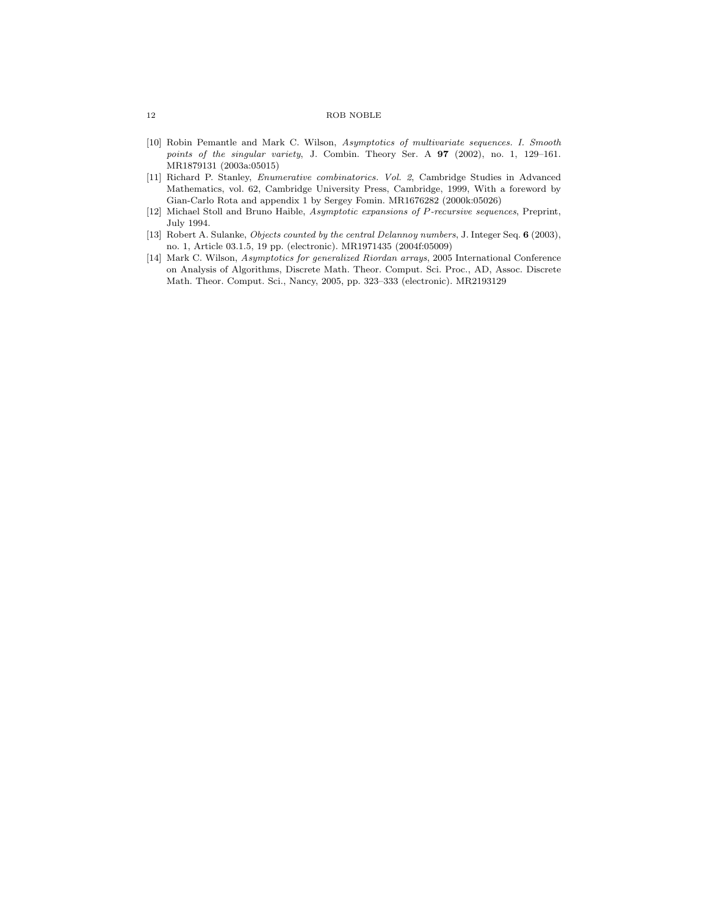[10] Robin Pemantle and Mark C. Wilson, *Asymptotics of multivariate sequences. I. Smooth points of the singular variety*, J. Combin. Theory Ser. A **97** (2002), no. 1, 129–161. MR1879131 (2003a:05015)

[11] Richard P. Stanley, *Enumerative combinatorics. Vol. 2*, Cambridge Studies in Advanced Mathematics, vol. 62, Cambridge University Press, Cambridge, 1999, With a foreword by Gian-Carlo Rota and appendix 1 by Sergey Fomin. MR1676282 (2000k:05026)

[12] Michael Stoll and Bruno Haible, *Asymptotic expansions of P-recursive sequences*, Preprint, July 1994.

[13] Robert A. Sulanke, *Objects counted by the central Delannoy numbers*, J. Integer Seq. **6** (2003), no. 1, Article 03.1.5, 19 pp. (electronic). MR1971435 (2004f:05009)

[14] Mark C. Wilson, *Asymptotics for generalized Riordan arrays*, 2005 International Conference on Analysis of Algorithms, Discrete Math. Theor. Comput. Sci. Proc., AD, Assoc. Discrete Math. Theor. Comput. Sci., Nancy, 2005, pp. 323–333 (electronic). MR2193129